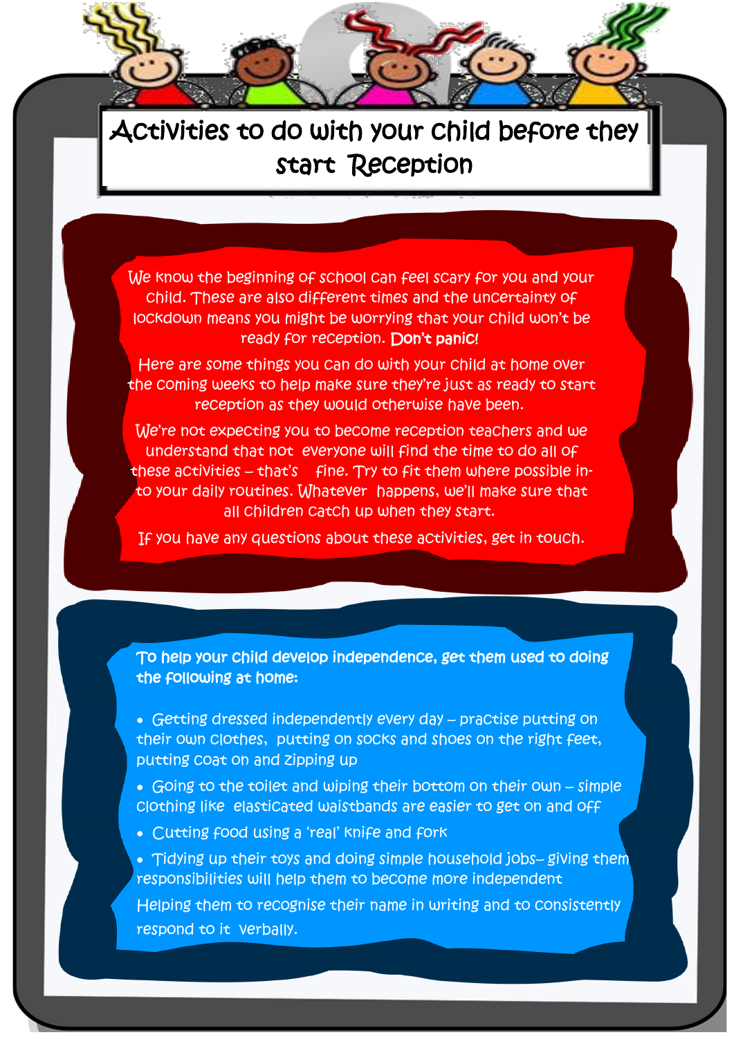# Activities to do with your child before they start Reception

We know the beginning of school can feel scary for you and your child. These are also different times and the uncertainty of lockdown means you might be worrying that your child won't be ready for reception. **Don't panic!**

Here are some things you can do with your child at home over the coming weeks to help make sure they're just as ready to start reception as they would otherwise have been.

We're not expecting you to become reception teachers and we understand that not everyone will find the time to do all of these activities – that's fine. Try to fit them where possible in-to your daily routines. Whatever happens, we'll make sure that all children catch up when they start.

If you have any questions about these activities, get in touch.

**To help your child develop independence, get them used to doing the following at home:**

- Getting dressed independently every day – practise putting on their own clothes, putting on socks and shoes on the right feet, putting coat on and zipping up
- Going to the toilet and wiping their bottom on their own – simple clothing like elasticated waistbands are easier to get on and off
- Cutting food using a 'real' knife and fork
- Tidying up their toys and doing simple household jobs– giving them responsibilities will help them to become more independent

Helping them to recognise their name in writing and to consistently respond to it verbally.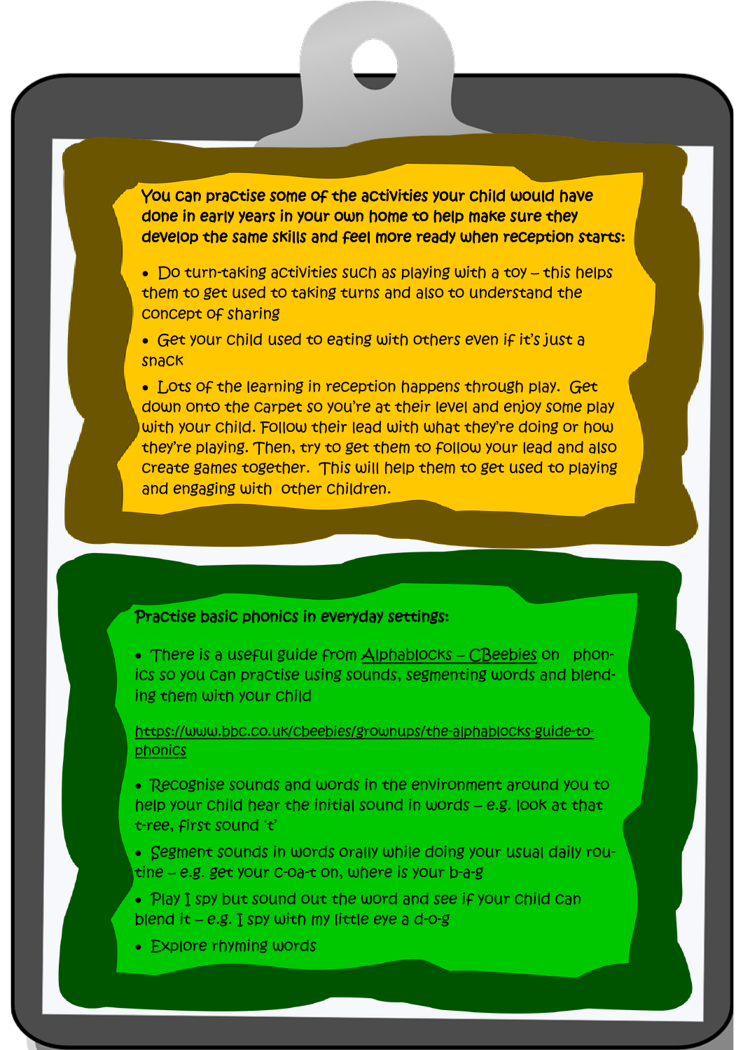**You can practise some of the activities your child would have done in early years in your own home to help make sure they develop the same skills and feel more ready when reception starts:**

- Do turn-taking activities such as playing with a toy – this helps them to get used to taking turns and also to understand the concept of sharing
- Get your child used to eating with others even if it's just a snack
- Lots of the learning in reception happens through play. Get down onto the carpet so you're at their level and enjoy some play with your child. Follow their lead with what they're doing or how they're playing. Then, try to get them to follow your lead and also create games together. This will help them to get used to playing and engaging with other children.

**Practise basic phonics in everyday settings:**

- There is a useful guide from Alphablocks – CBeebies on phonics so you can practise using sounds, segmenting words and blending them with your child

https://www.bbc.co.uk/cbeebies/grownups/the-alphablocks-guide-to-phonics

- Recognise sounds and words in the environment around you to help your child hear the initial sound in words – e.g. look at that t-ree, first sound 't'
- Segment sounds in words orally while doing your usual daily routine – e.g. get your c-oa-t on, where is your b-a-g
- Play I spy but sound out the word and see if your child can blend it – e.g. I spy with my little eye a d-o-g
- Explore rhyming words